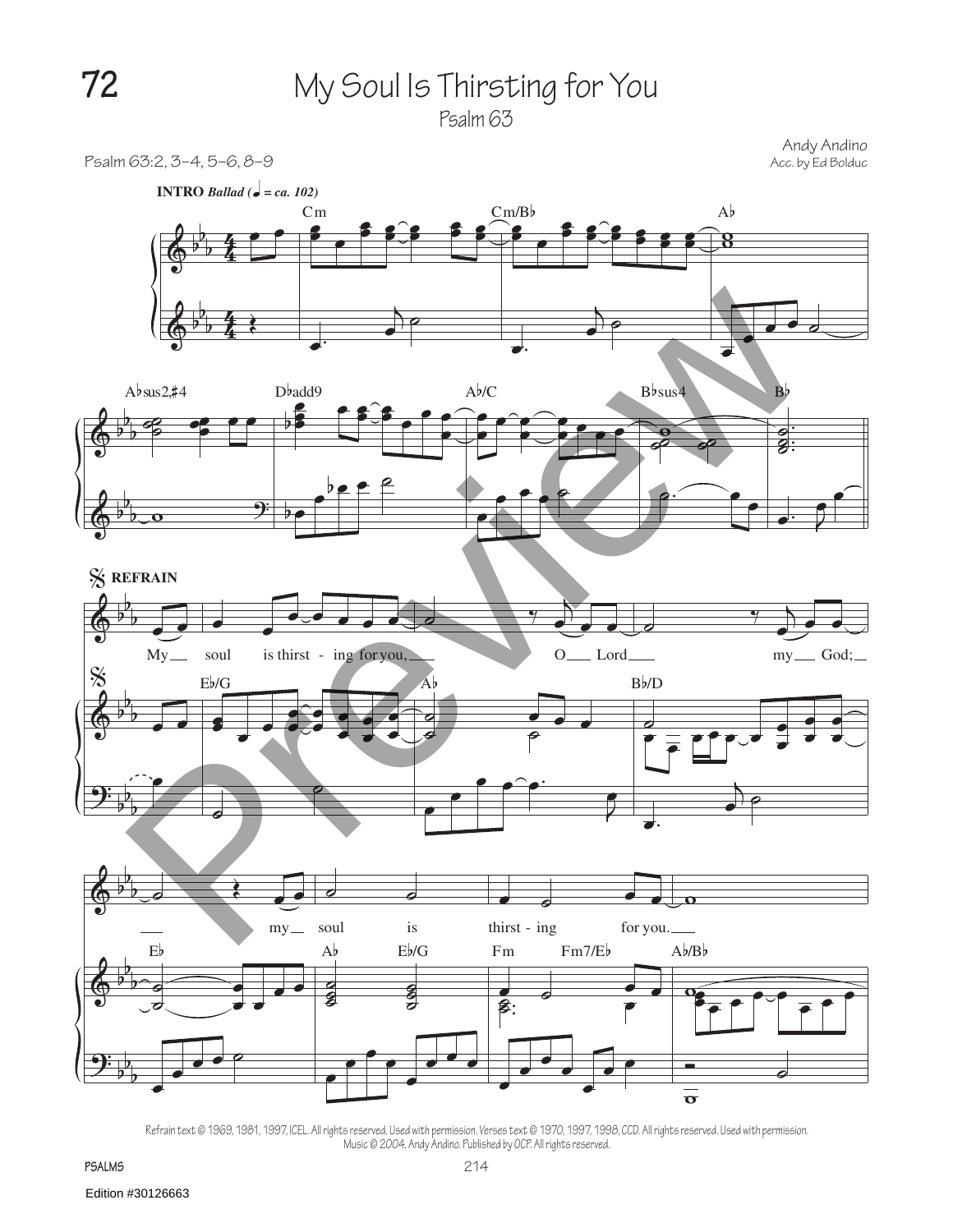# 72 My Soul Is Thirsting for You

Psalm 63

Psalm 63:2, 3–4, 5–6, 8–9

Andy Andino
Acc. by Ed Bolduc

**INTRO** *Ballad* (♩ = ca. 102)

Cm Cm/B♭ A♭

A♭sus2,♯4 D♭add9 A♭/C B♭sus4 B♭

**REFRAIN**

E♭/G A♭ B♭/D

My soul is thirst - ing for you, O Lord my God;

E♭ A♭ E♭/G Fm Fm7/E♭ A♭/B♭

my soul is thirst - ing for you.

Refrain text © 1969, 1981, 1997, ICEL. All rights reserved. Used with permission. Verses text © 1970, 1997, 1998, CCD. All rights reserved. Used with permission.
Music © 2004, Andy Andino. Published by OCP. All rights reserved.

Edition #30126663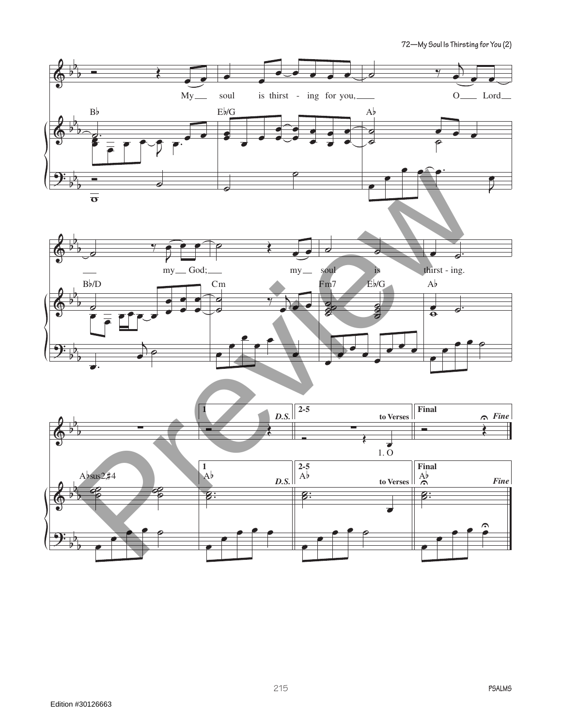My soul is thirst - ing for you, O Lord my God; my soul is thirst - ing.

B♭ E♭/G A♭ B♭/D Cm Fm7 E♭/G A♭ A♭sus2,♯4

1 A♭ *D.S.*

2-5 A♭ to Verses 1. O

Final A♭ *Fine*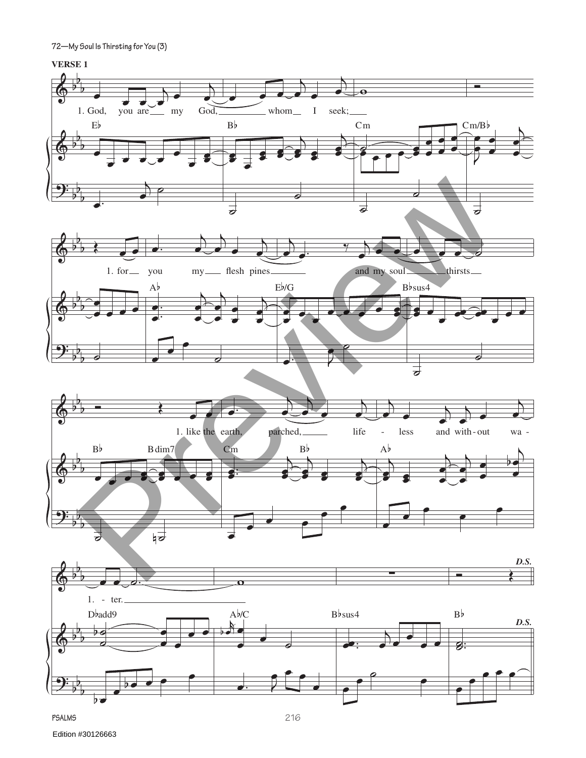**VERSE 1**

1. God, you are my God, whom I seek;

1. for you my flesh pines and my soul thirsts

1. like the earth, parched, life - less and with - out wa - ter.

Chords: E♭ | B♭ | Cm | Cm/B♭ | A♭ | E♭/G | B♭sus4 | B♭ | B dim7 | Cm | B♭ | A♭ | D♭add9 | A♭/C | B♭sus4 | B♭

*D.S.*

Edition #30126663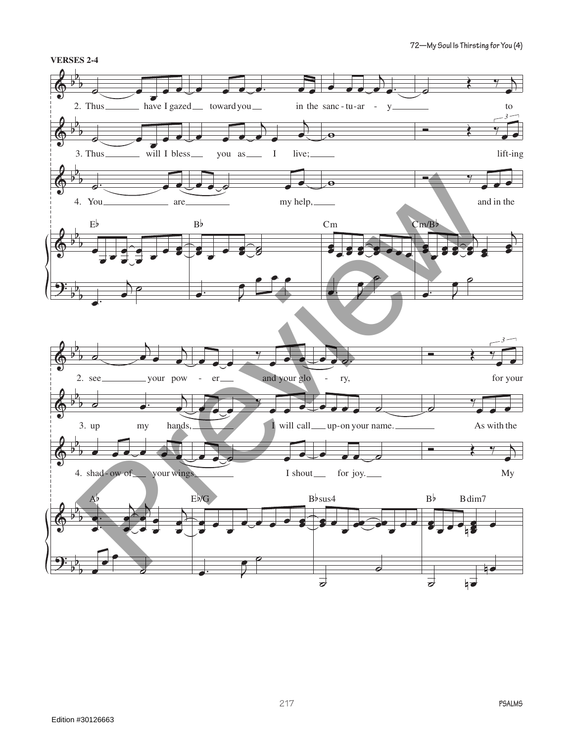**VERSES 2-4**

2. Thus have I gazed toward you in the sanc-tu-ar-y to

3. Thus will I bless you as I live; lift-ing

4. You are my help, and in the

E♭ B♭ Cm Cm/B♭

2. see your pow-er and your glo-ry, for your

3. up my hands, I will call up-on your name. As with the

4. shad-ow of your wings I shout for joy. My

A♭ E♭/G B♭sus4 B♭ Bdim7

Edition #30126663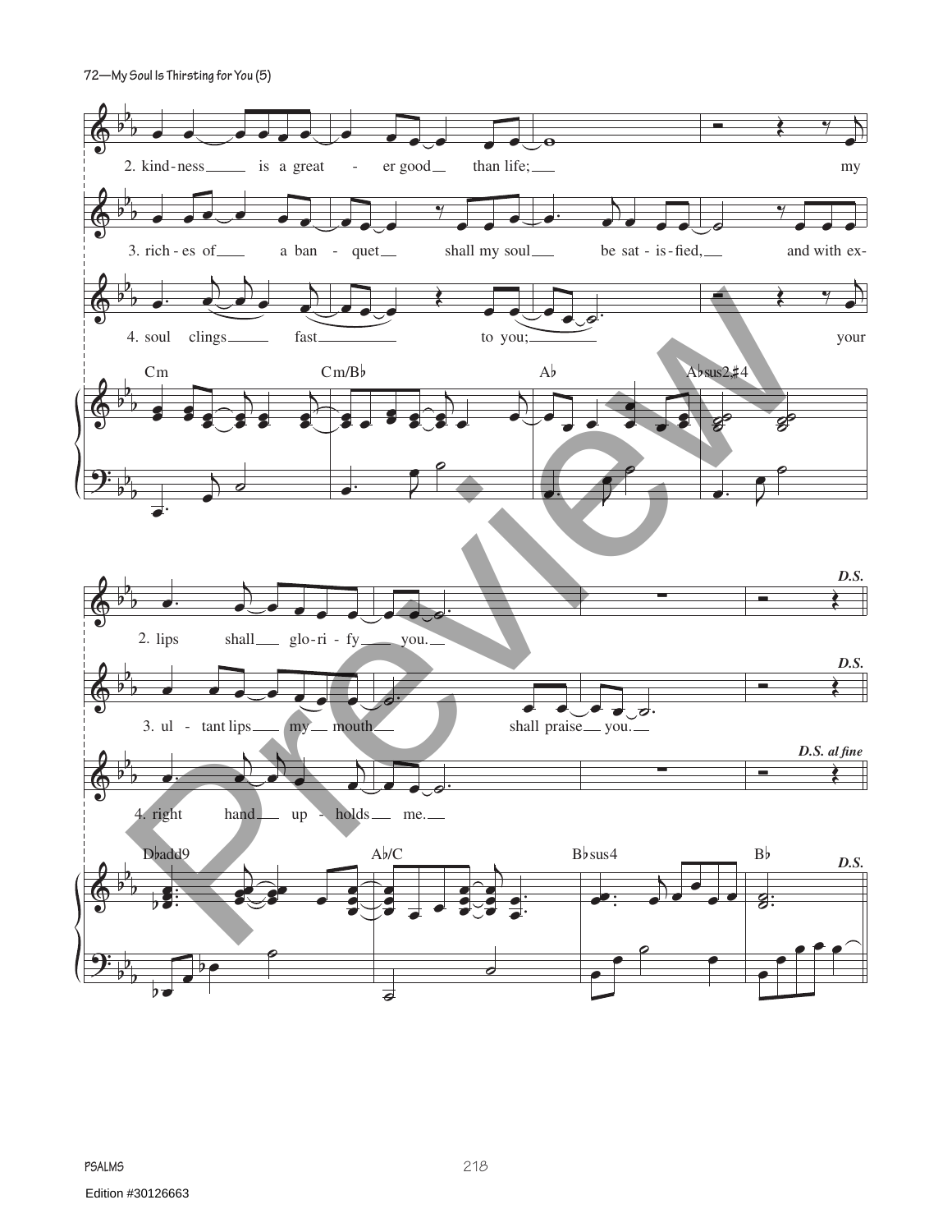2. kind-ness is a great - er good than life; my

3. rich-es of a ban - quet shall my soul be sat - is-fied, and with ex-

4. soul clings fast to you; your

Cm Cm/B♭ A♭ A♭sus2,♯4

2. lips shall glo-ri - fy you.

*D.S.*

3. ul - tant lips my mouth shall praise you.

*D.S.*

4. right hand up - holds me.

*D.S. al fine*

D♭add9 A♭/C B♭sus4 B♭ *D.S.*

PSALMS

Edition #30126663